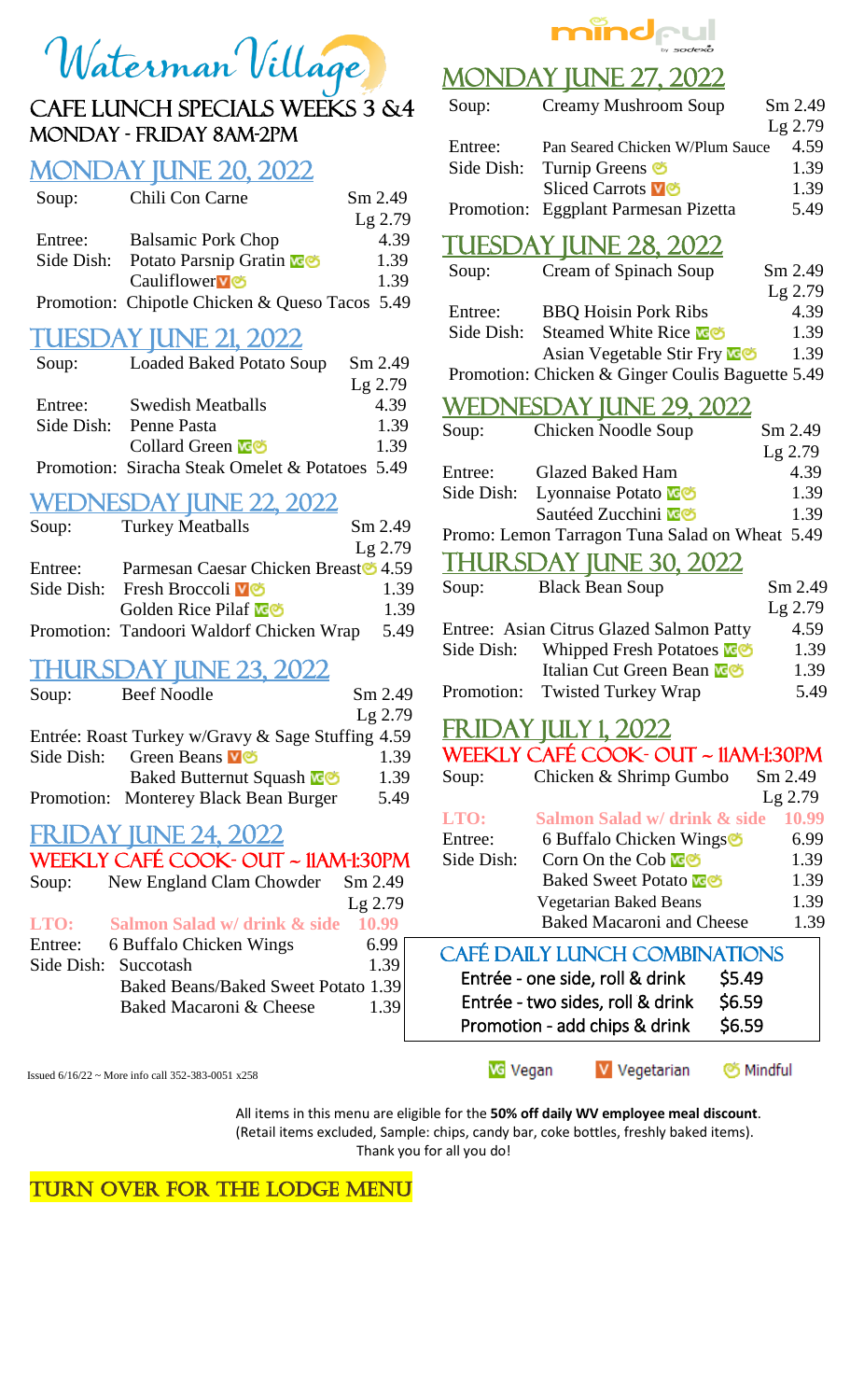# Waterman Village

## CAFE LUNCH SPECIALS WEEKS 3 &4
## MONDAY - FRIDAY 8AM-2PM

### MONDAY JUNE 20, 2022

| | | |
|---|---|---|
| Soup: | Chili Con Carne | Sm 2.49 / Lg 2.79 |
| Entree: | Balsamic Pork Chop | 4.39 |
| Side Dish: | Potato Parsnip Gratin (VG, Mindful) | 1.39 |
| | Cauliflower (V, Mindful) | 1.39 |
| Promotion: | Chipotle Chicken & Queso Tacos | 5.49 |

### TUESDAY JUNE 21, 2022

| | | |
|---|---|---|
| Soup: | Loaded Baked Potato Soup | Sm 2.49 / Lg 2.79 |
| Entree: | Swedish Meatballs | 4.39 |
| Side Dish: | Penne Pasta | 1.39 |
| | Collard Green (VG, Mindful) | 1.39 |
| Promotion: | Siracha Steak Omelet & Potatoes | 5.49 |

### WEDNESDAY JUNE 22, 2022

| | | |
|---|---|---|
| Soup: | Turkey Meatballs | Sm 2.49 / Lg 2.79 |
| Entree: | Parmesan Caesar Chicken Breast (Mindful) | 4.59 |
| Side Dish: | Fresh Broccoli (V, Mindful) | 1.39 |
| | Golden Rice Pilaf (VG, Mindful) | 1.39 |
| Promotion: | Tandoori Waldorf Chicken Wrap | 5.49 |

### THURSDAY JUNE 23, 2022

| | | |
|---|---|---|
| Soup: | Beef Noodle | Sm 2.49 / Lg 2.79 |
| Entrée: | Roast Turkey w/Gravy & Sage Stuffing | 4.59 |
| Side Dish: | Green Beans (V, Mindful) | 1.39 |
| | Baked Butternut Squash (VG, Mindful) | 1.39 |
| Promotion: | Monterey Black Bean Burger | 5.49 |

### FRIDAY JUNE 24, 2022
#### WEEKLY CAFÉ COOK- OUT ~ 11AM-1:30PM

| | | |
|---|---|---|
| Soup: | New England Clam Chowder | Sm 2.49 / Lg 2.79 |
| **LTO:** | **Salmon Salad w/ drink & side** | **10.99** |
| Entree: | 6 Buffalo Chicken Wings | 6.99 |
| Side Dish: | Succotash | 1.39 |
| | Baked Beans/Baked Sweet Potato | 1.39 |
| | Baked Macaroni & Cheese | 1.39 |

### MONDAY JUNE 27, 2022

| | | |
|---|---|---|
| Soup: | Creamy Mushroom Soup | Sm 2.49 / Lg 2.79 |
| Entree: | Pan Seared Chicken W/Plum Sauce | 4.59 |
| Side Dish: | Turnip Greens (Mindful) | 1.39 |
| | Sliced Carrots (V, Mindful) | 1.39 |
| Promotion: | Eggplant Parmesan Pizetta | 5.49 |

### TUESDAY JUNE 28, 2022

| | | |
|---|---|---|
| Soup: | Cream of Spinach Soup | Sm 2.49 / Lg 2.79 |
| Entree: | BBQ Hoisin Pork Ribs | 4.39 |
| Side Dish: | Steamed White Rice (VG, Mindful) | 1.39 |
| | Asian Vegetable Stir Fry (VG, Mindful) | 1.39 |
| Promotion: | Chicken & Ginger Coulis Baguette | 5.49 |

### WEDNESDAY JUNE 29, 2022

| | | |
|---|---|---|
| Soup: | Chicken Noodle Soup | Sm 2.49 / Lg 2.79 |
| Entree: | Glazed Baked Ham | 4.39 |
| Side Dish: | Lyonnaise Potato (VG, Mindful) | 1.39 |
| | Sautéed Zucchini (VG, Mindful) | 1.39 |
| Promo: | Lemon Tarragon Tuna Salad on Wheat | 5.49 |

### THURSDAY JUNE 30, 2022

| | | |
|---|---|---|
| Soup: | Black Bean Soup | Sm 2.49 / Lg 2.79 |
| Entree: | Asian Citrus Glazed Salmon Patty | 4.59 |
| Side Dish: | Whipped Fresh Potatoes (VG, Mindful) | 1.39 |
| | Italian Cut Green Bean (VG, Mindful) | 1.39 |
| Promotion: | Twisted Turkey Wrap | 5.49 |

### FRIDAY JULY 1, 2022
#### WEEKLY CAFÉ COOK- OUT ~ 11AM-1:30PM

| | | |
|---|---|---|
| Soup: | Chicken & Shrimp Gumbo | Sm 2.49 / Lg 2.79 |
| **LTO:** | **Salmon Salad w/ drink & side** | **10.99** |
| Entree: | 6 Buffalo Chicken Wings (Mindful) | 6.99 |
| Side Dish: | Corn On the Cob (VG, Mindful) | 1.39 |
| | Baked Sweet Potato (VG, Mindful) | 1.39 |
| | Vegetarian Baked Beans | 1.39 |
| | Baked Macaroni and Cheese | 1.39 |

### CAFÉ DAILY LUNCH COMBINATIONS

| | |
|---|---|
| Entrée - one side, roll & drink | $5.49 |
| Entrée - two sides, roll & drink | $6.59 |
| Promotion - add chips & drink | $6.59 |

VG Vegan | V Vegetarian | Mindful

Issued 6/16/22 ~ More info call 352-383-0051 x258

All items in this menu are eligible for the **50% off daily WV employee meal discount**.
(Retail items excluded, Sample: chips, candy bar, coke bottles, freshly baked items).
Thank you for all you do!

**TURN OVER FOR THE LODGE MENU**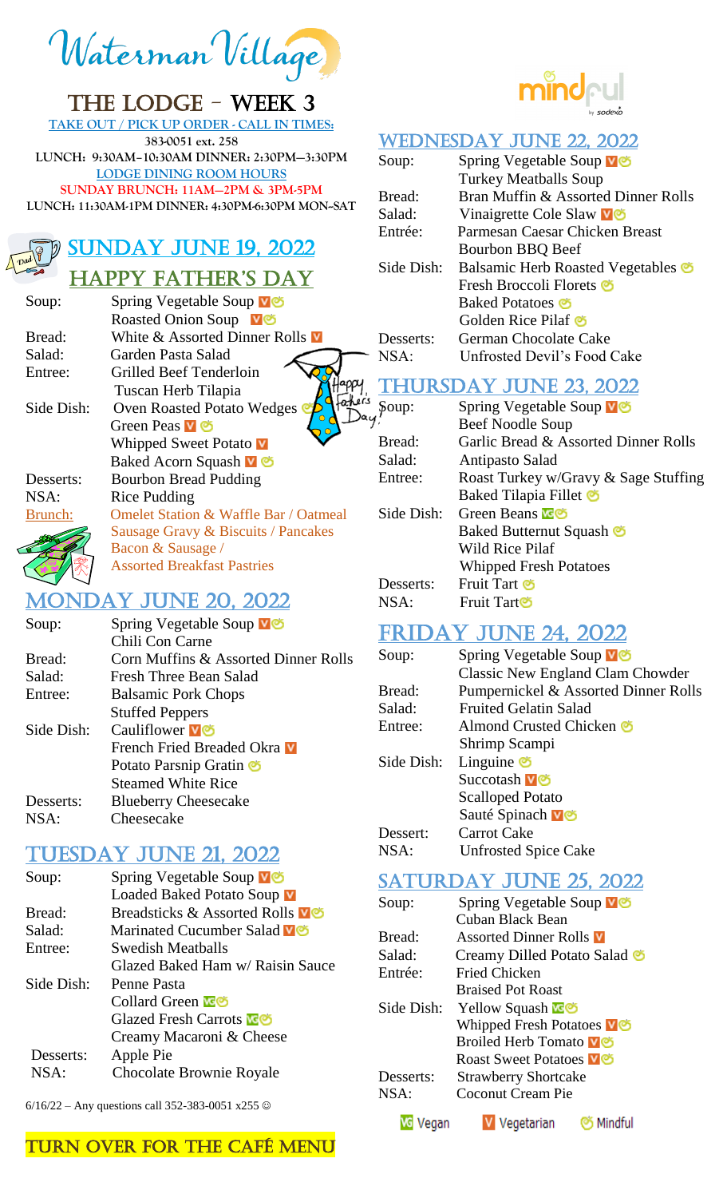# Waterman Village

## THE LODGE - WEEK 3

TAKE OUT / PICK UP ORDER - CALL IN TIMES:
383-0051 ext. 258
LUNCH: 9:30AM–10:30AM DINNER: 2:30PM—3:30PM
LODGE DINING ROOM HOURS
SUNDAY BRUNCH: 11AM—2PM & 3PM-5PM
LUNCH: 11:30AM-1PM DINNER: 4:30PM-6:30PM MON–SAT

## SUNDAY JUNE 19, 2022
## HAPPY FATHER'S DAY

| | |
|---|---|
| Soup: | Spring Vegetable Soup V Mindful |
| | Roasted Onion Soup V Mindful |
| Bread: | White & Assorted Dinner Rolls V |
| Salad: | Garden Pasta Salad |
| Entree: | Grilled Beef Tenderloin |
| | Tuscan Herb Tilapia |
| Side Dish: | Oven Roasted Potato Wedges Mindful |
| | Green Peas V Mindful |
| | Whipped Sweet Potato V |
| | Baked Acorn Squash V Mindful |
| Desserts: | Bourbon Bread Pudding |
| NSA: | Rice Pudding |
| Brunch: | Omelet Station & Waffle Bar / Oatmeal Sausage Gravy & Biscuits / Pancakes Bacon & Sausage / Assorted Breakfast Pastries |

## MONDAY JUNE 20, 2022

| | |
|---|---|
| Soup: | Spring Vegetable Soup V Mindful |
| | Chili Con Carne |
| Bread: | Corn Muffins & Assorted Dinner Rolls |
| Salad: | Fresh Three Bean Salad |
| Entree: | Balsamic Pork Chops |
| | Stuffed Peppers |
| Side Dish: | Cauliflower V Mindful |
| | French Fried Breaded Okra V |
| | Potato Parsnip Gratin Mindful |
| | Steamed White Rice |
| Desserts: | Blueberry Cheesecake |
| NSA: | Cheesecake |

## TUESDAY JUNE 21, 2022

| | |
|---|---|
| Soup: | Spring Vegetable Soup V Mindful |
| | Loaded Baked Potato Soup V |
| Bread: | Breadsticks & Assorted Rolls V Mindful |
| Salad: | Marinated Cucumber Salad V Mindful |
| Entree: | Swedish Meatballs |
| | Glazed Baked Ham w/ Raisin Sauce |
| Side Dish: | Penne Pasta |
| | Collard Green VG Mindful |
| | Glazed Fresh Carrots VG Mindful |
| | Creamy Macaroni & Cheese |
| Desserts: | Apple Pie |
| NSA: | Chocolate Brownie Royale |

6/16/22 – Any questions call 352-383-0051 x255 ☺

TURN OVER FOR THE CAFÉ MENU

mindful by sodexo

## WEDNESDAY JUNE 22, 2022

| | |
|---|---|
| Soup: | Spring Vegetable Soup V Mindful |
| | Turkey Meatballs Soup |
| Bread: | Bran Muffin & Assorted Dinner Rolls |
| Salad: | Vinaigrette Cole Slaw V Mindful |
| Entrée: | Parmesan Caesar Chicken Breast |
| | Bourbon BBQ Beef |
| Side Dish: | Balsamic Herb Roasted Vegetables Mindful |
| | Fresh Broccoli Florets Mindful |
| | Baked Potatoes Mindful |
| | Golden Rice Pilaf Mindful |
| Desserts: | German Chocolate Cake |
| NSA: | Unfrosted Devil's Food Cake |

## THURSDAY JUNE 23, 2022

| | |
|---|---|
| Soup: | Spring Vegetable Soup V Mindful |
| | Beef Noodle Soup |
| Bread: | Garlic Bread & Assorted Dinner Rolls |
| Salad: | Antipasto Salad |
| Entree: | Roast Turkey w/Gravy & Sage Stuffing |
| | Baked Tilapia Fillet Mindful |
| Side Dish: | Green Beans VG Mindful |
| | Baked Butternut Squash Mindful |
| | Wild Rice Pilaf |
| | Whipped Fresh Potatoes |
| Desserts: | Fruit Tart Mindful |
| NSA: | Fruit Tart Mindful |

## FRIDAY JUNE 24, 2022

| | |
|---|---|
| Soup: | Spring Vegetable Soup V Mindful |
| | Classic New England Clam Chowder |
| Bread: | Pumpernickel & Assorted Dinner Rolls |
| Salad: | Fruited Gelatin Salad |
| Entree: | Almond Crusted Chicken Mindful |
| | Shrimp Scampi |
| Side Dish: | Linguine Mindful |
| | Succotash V Mindful |
| | Scalloped Potato |
| | Sauté Spinach V Mindful |
| Dessert: | Carrot Cake |
| NSA: | Unfrosted Spice Cake |

## SATURDAY JUNE 25, 2022

| | |
|---|---|
| Soup: | Spring Vegetable Soup V Mindful |
| | Cuban Black Bean |
| Bread: | Assorted Dinner Rolls V |
| Salad: | Creamy Dilled Potato Salad Mindful |
| Entrée: | Fried Chicken |
| | Braised Pot Roast |
| Side Dish: | Yellow Squash VG Mindful |
| | Whipped Fresh Potatoes V Mindful |
| | Broiled Herb Tomato V Mindful |
| | Roast Sweet Potatoes V Mindful |
| Desserts: | Strawberry Shortcake |
| NSA: | Coconut Cream Pie |

VG Vegan V Vegetarian Mindful